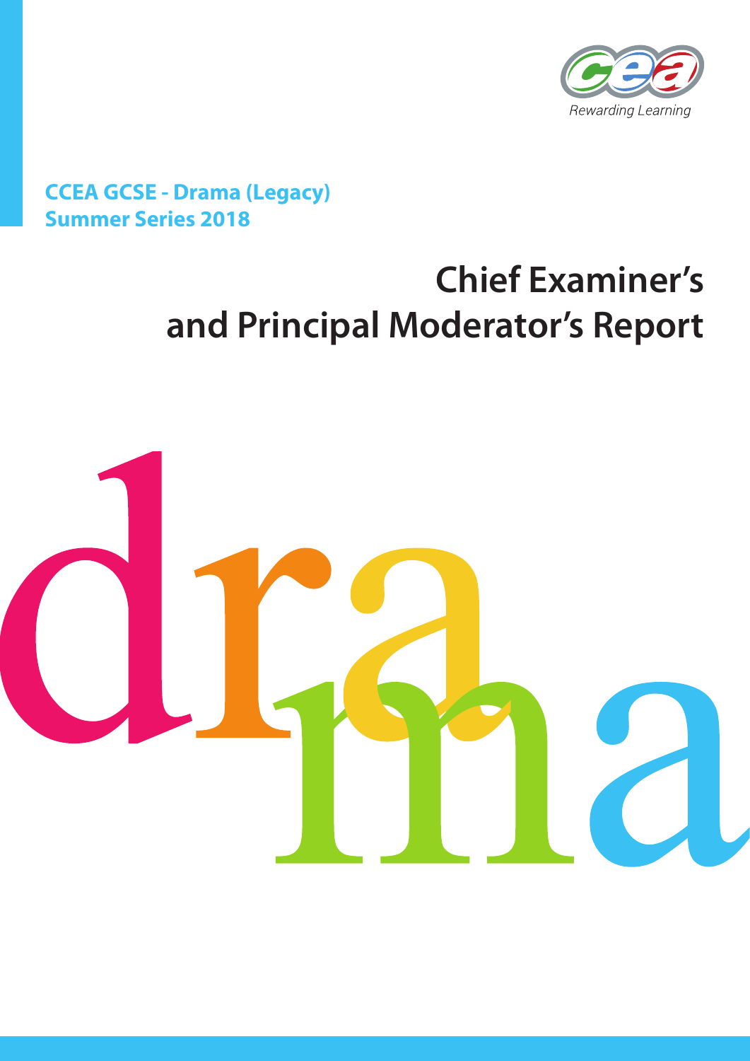CCEA GCSE - Drama (Legacy)
Summer Series 2018

# Chief Examiner's and Principal Moderator's Report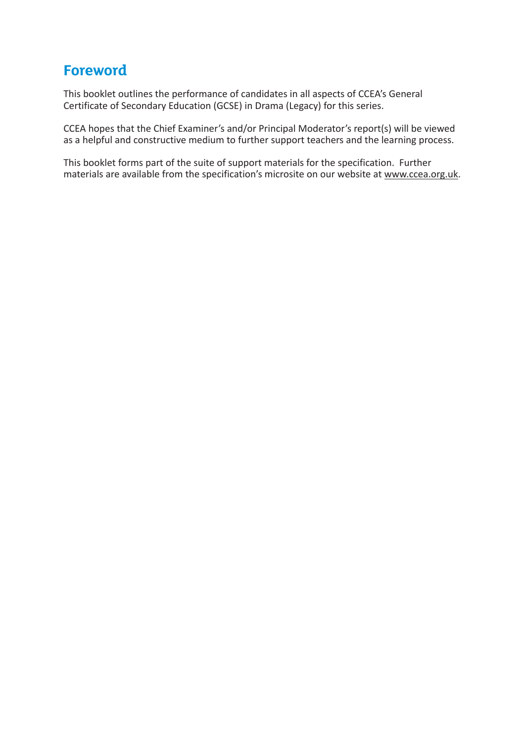# Foreword

This booklet outlines the performance of candidates in all aspects of CCEA's General Certificate of Secondary Education (GCSE) in Drama (Legacy) for this series.

CCEA hopes that the Chief Examiner's and/or Principal Moderator's report(s) will be viewed as a helpful and constructive medium to further support teachers and the learning process.

This booklet forms part of the suite of support materials for the specification. Further materials are available from the specification's microsite on our website at www.ccea.org.uk.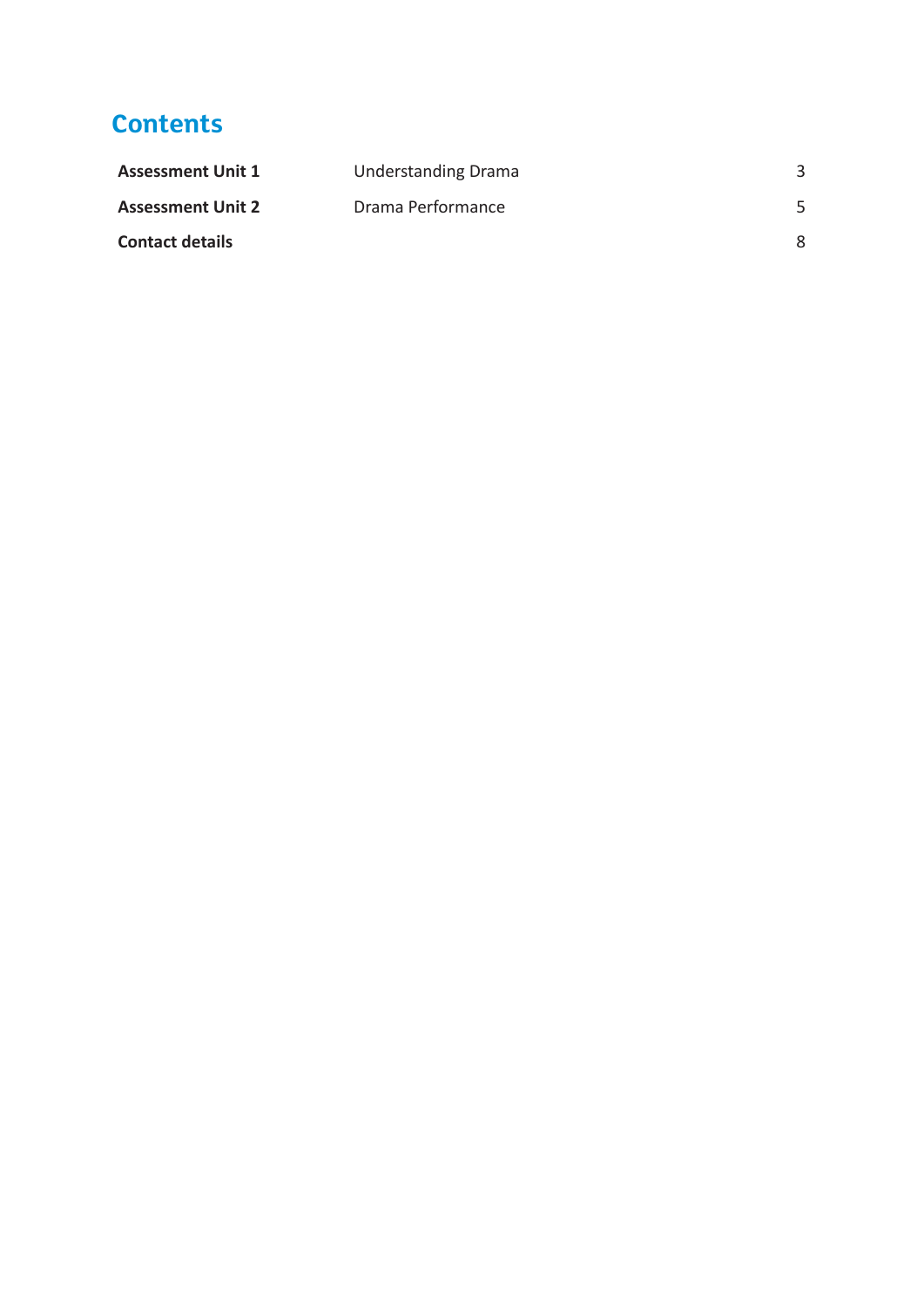## Contents

| | | |
|---|---|---|
| **Assessment Unit 1** | Understanding Drama | 3 |
| **Assessment Unit 2** | Drama Performance | 5 |
| **Contact details** | | 8 |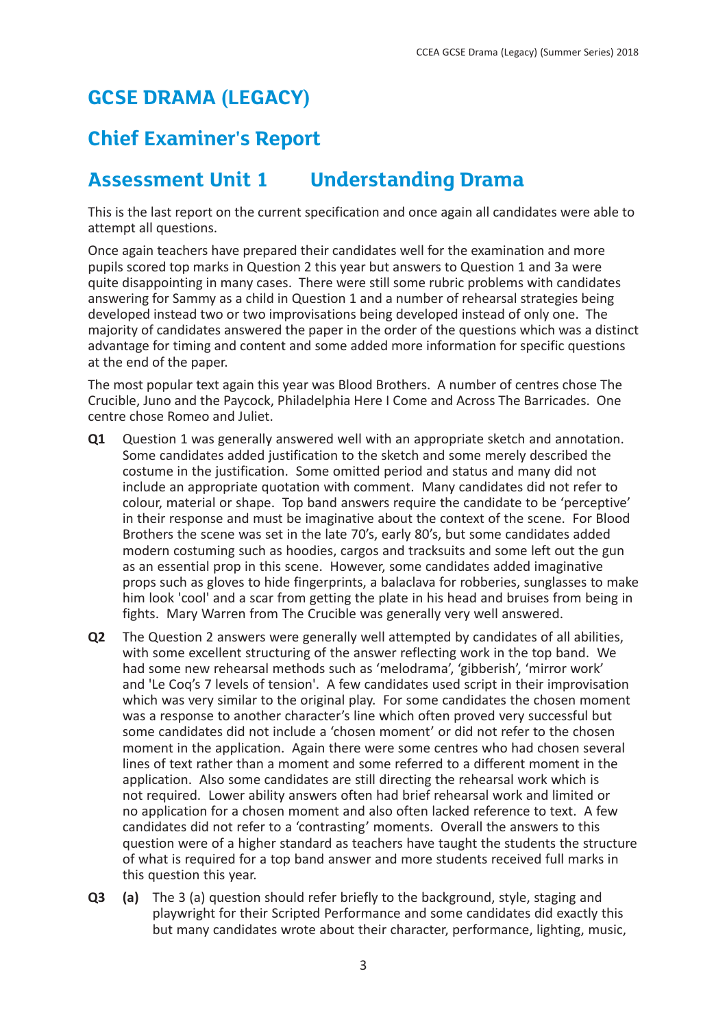# GCSE DRAMA (LEGACY)

## Chief Examiner's Report

## Assessment Unit 1 Understanding Drama

This is the last report on the current specification and once again all candidates were able to attempt all questions.

Once again teachers have prepared their candidates well for the examination and more pupils scored top marks in Question 2 this year but answers to Question 1 and 3a were quite disappointing in many cases. There were still some rubric problems with candidates answering for Sammy as a child in Question 1 and a number of rehearsal strategies being developed instead two or two improvisations being developed instead of only one. The majority of candidates answered the paper in the order of the questions which was a distinct advantage for timing and content and some added more information for specific questions at the end of the paper.

The most popular text again this year was Blood Brothers. A number of centres chose The Crucible, Juno and the Paycock, Philadelphia Here I Come and Across The Barricades. One centre chose Romeo and Juliet.

**Q1** Question 1 was generally answered well with an appropriate sketch and annotation. Some candidates added justification to the sketch and some merely described the costume in the justification. Some omitted period and status and many did not include an appropriate quotation with comment. Many candidates did not refer to colour, material or shape. Top band answers require the candidate to be 'perceptive' in their response and must be imaginative about the context of the scene. For Blood Brothers the scene was set in the late 70's, early 80's, but some candidates added modern costuming such as hoodies, cargos and tracksuits and some left out the gun as an essential prop in this scene. However, some candidates added imaginative props such as gloves to hide fingerprints, a balaclava for robberies, sunglasses to make him look 'cool' and a scar from getting the plate in his head and bruises from being in fights. Mary Warren from The Crucible was generally very well answered.

**Q2** The Question 2 answers were generally well attempted by candidates of all abilities, with some excellent structuring of the answer reflecting work in the top band. We had some new rehearsal methods such as 'melodrama', 'gibberish', 'mirror work' and 'Le Coq's 7 levels of tension'. A few candidates used script in their improvisation which was very similar to the original play. For some candidates the chosen moment was a response to another character's line which often proved very successful but some candidates did not include a 'chosen moment' or did not refer to the chosen moment in the application. Again there were some centres who had chosen several lines of text rather than a moment and some referred to a different moment in the application. Also some candidates are still directing the rehearsal work which is not required. Lower ability answers often had brief rehearsal work and limited or no application for a chosen moment and also often lacked reference to text. A few candidates did not refer to a 'contrasting' moments. Overall the answers to this question were of a higher standard as teachers have taught the students the structure of what is required for a top band answer and more students received full marks in this question this year.

**Q3** **(a)** The 3 (a) question should refer briefly to the background, style, staging and playwright for their Scripted Performance and some candidates did exactly this but many candidates wrote about their character, performance, lighting, music,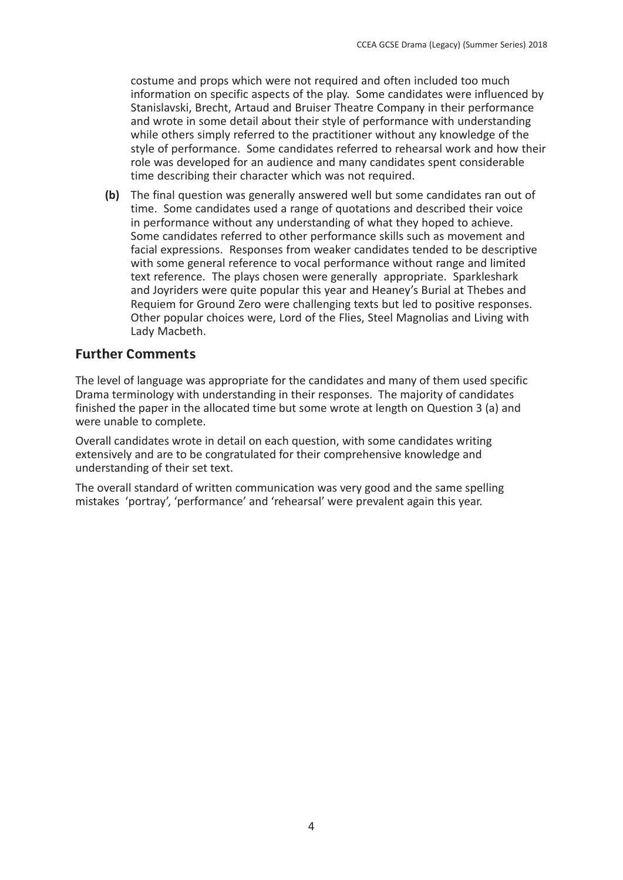costume and props which were not required and often included too much information on specific aspects of the play. Some candidates were influenced by Stanislavski, Brecht, Artaud and Bruiser Theatre Company in their performance and wrote in some detail about their style of performance with understanding while others simply referred to the practitioner without any knowledge of the style of performance. Some candidates referred to rehearsal work and how their role was developed for an audience and many candidates spent considerable time describing their character which was not required.

**(b)** The final question was generally answered well but some candidates ran out of time. Some candidates used a range of quotations and described their voice in performance without any understanding of what they hoped to achieve. Some candidates referred to other performance skills such as movement and facial expressions. Responses from weaker candidates tended to be descriptive with some general reference to vocal performance without range and limited text reference. The plays chosen were generally appropriate. Sparkleshark and Joyriders were quite popular this year and Heaney's Burial at Thebes and Requiem for Ground Zero were challenging texts but led to positive responses. Other popular choices were, Lord of the Flies, Steel Magnolias and Living with Lady Macbeth.

## Further Comments

The level of language was appropriate for the candidates and many of them used specific Drama terminology with understanding in their responses. The majority of candidates finished the paper in the allocated time but some wrote at length on Question 3 (a) and were unable to complete.

Overall candidates wrote in detail on each question, with some candidates writing extensively and are to be congratulated for their comprehensive knowledge and understanding of their set text.

The overall standard of written communication was very good and the same spelling mistakes 'portray', 'performance' and 'rehearsal' were prevalent again this year.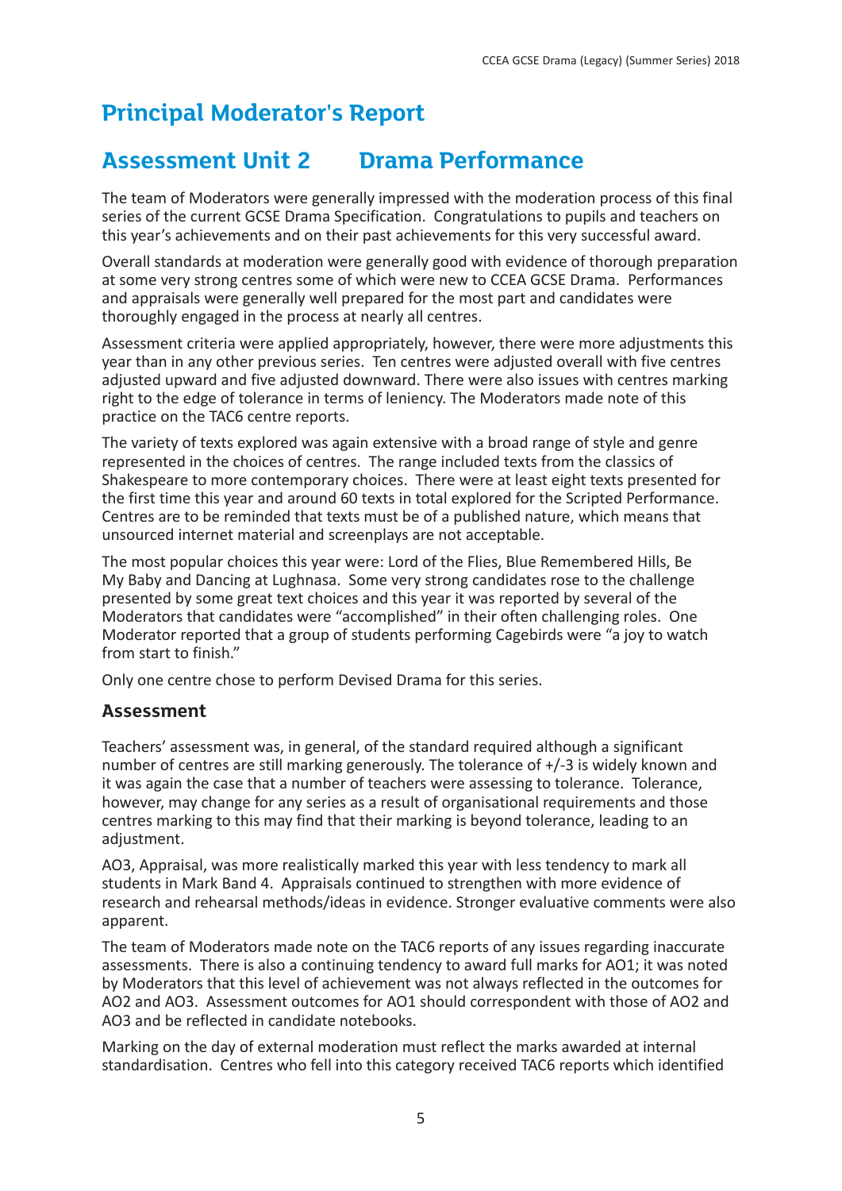# Principal Moderator's Report

## Assessment Unit 2 Drama Performance

The team of Moderators were generally impressed with the moderation process of this final series of the current GCSE Drama Specification. Congratulations to pupils and teachers on this year's achievements and on their past achievements for this very successful award.

Overall standards at moderation were generally good with evidence of thorough preparation at some very strong centres some of which were new to CCEA GCSE Drama. Performances and appraisals were generally well prepared for the most part and candidates were thoroughly engaged in the process at nearly all centres.

Assessment criteria were applied appropriately, however, there were more adjustments this year than in any other previous series. Ten centres were adjusted overall with five centres adjusted upward and five adjusted downward. There were also issues with centres marking right to the edge of tolerance in terms of leniency. The Moderators made note of this practice on the TAC6 centre reports.

The variety of texts explored was again extensive with a broad range of style and genre represented in the choices of centres. The range included texts from the classics of Shakespeare to more contemporary choices. There were at least eight texts presented for the first time this year and around 60 texts in total explored for the Scripted Performance. Centres are to be reminded that texts must be of a published nature, which means that unsourced internet material and screenplays are not acceptable.

The most popular choices this year were: Lord of the Flies, Blue Remembered Hills, Be My Baby and Dancing at Lughnasa. Some very strong candidates rose to the challenge presented by some great text choices and this year it was reported by several of the Moderators that candidates were "accomplished" in their often challenging roles. One Moderator reported that a group of students performing Cagebirds were "a joy to watch from start to finish."

Only one centre chose to perform Devised Drama for this series.

### Assessment

Teachers' assessment was, in general, of the standard required although a significant number of centres are still marking generously. The tolerance of +/-3 is widely known and it was again the case that a number of teachers were assessing to tolerance. Tolerance, however, may change for any series as a result of organisational requirements and those centres marking to this may find that their marking is beyond tolerance, leading to an adjustment.

AO3, Appraisal, was more realistically marked this year with less tendency to mark all students in Mark Band 4. Appraisals continued to strengthen with more evidence of research and rehearsal methods/ideas in evidence. Stronger evaluative comments were also apparent.

The team of Moderators made note on the TAC6 reports of any issues regarding inaccurate assessments. There is also a continuing tendency to award full marks for AO1; it was noted by Moderators that this level of achievement was not always reflected in the outcomes for AO2 and AO3. Assessment outcomes for AO1 should correspondent with those of AO2 and AO3 and be reflected in candidate notebooks.

Marking on the day of external moderation must reflect the marks awarded at internal standardisation. Centres who fell into this category received TAC6 reports which identified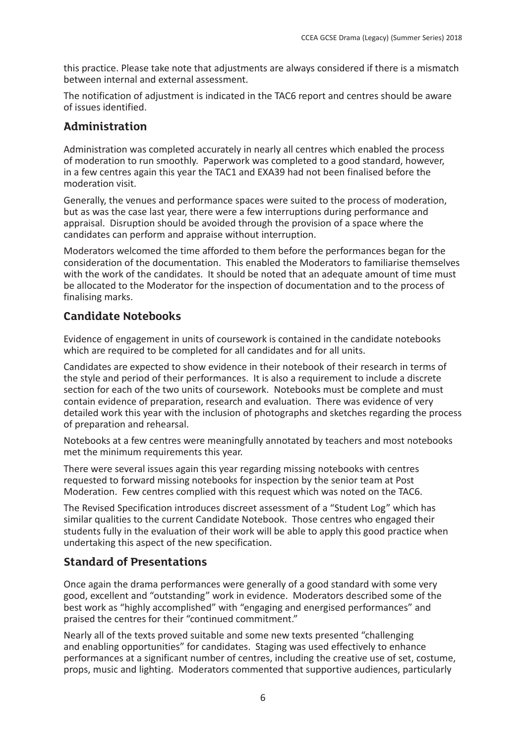this practice. Please take note that adjustments are always considered if there is a mismatch between internal and external assessment.

The notification of adjustment is indicated in the TAC6 report and centres should be aware of issues identified.

## Administration

Administration was completed accurately in nearly all centres which enabled the process of moderation to run smoothly. Paperwork was completed to a good standard, however, in a few centres again this year the TAC1 and EXA39 had not been finalised before the moderation visit.

Generally, the venues and performance spaces were suited to the process of moderation, but as was the case last year, there were a few interruptions during performance and appraisal. Disruption should be avoided through the provision of a space where the candidates can perform and appraise without interruption.

Moderators welcomed the time afforded to them before the performances began for the consideration of the documentation. This enabled the Moderators to familiarise themselves with the work of the candidates. It should be noted that an adequate amount of time must be allocated to the Moderator for the inspection of documentation and to the process of finalising marks.

## Candidate Notebooks

Evidence of engagement in units of coursework is contained in the candidate notebooks which are required to be completed for all candidates and for all units.

Candidates are expected to show evidence in their notebook of their research in terms of the style and period of their performances. It is also a requirement to include a discrete section for each of the two units of coursework. Notebooks must be complete and must contain evidence of preparation, research and evaluation. There was evidence of very detailed work this year with the inclusion of photographs and sketches regarding the process of preparation and rehearsal.

Notebooks at a few centres were meaningfully annotated by teachers and most notebooks met the minimum requirements this year.

There were several issues again this year regarding missing notebooks with centres requested to forward missing notebooks for inspection by the senior team at Post Moderation. Few centres complied with this request which was noted on the TAC6.

The Revised Specification introduces discreet assessment of a "Student Log" which has similar qualities to the current Candidate Notebook. Those centres who engaged their students fully in the evaluation of their work will be able to apply this good practice when undertaking this aspect of the new specification.

## Standard of Presentations

Once again the drama performances were generally of a good standard with some very good, excellent and "outstanding" work in evidence. Moderators described some of the best work as "highly accomplished" with "engaging and energised performances" and praised the centres for their "continued commitment."

Nearly all of the texts proved suitable and some new texts presented "challenging and enabling opportunities" for candidates. Staging was used effectively to enhance performances at a significant number of centres, including the creative use of set, costume, props, music and lighting. Moderators commented that supportive audiences, particularly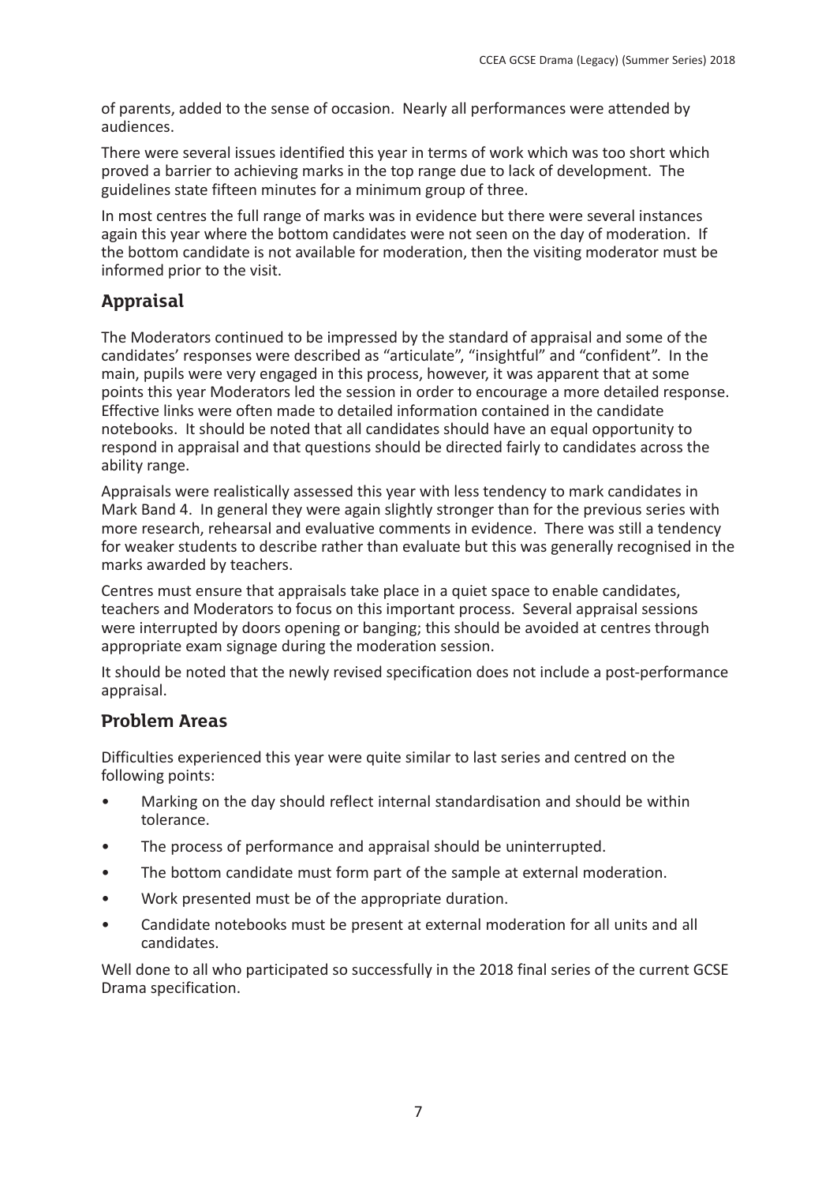of parents, added to the sense of occasion. Nearly all performances were attended by audiences.

There were several issues identified this year in terms of work which was too short which proved a barrier to achieving marks in the top range due to lack of development. The guidelines state fifteen minutes for a minimum group of three.

In most centres the full range of marks was in evidence but there were several instances again this year where the bottom candidates were not seen on the day of moderation. If the bottom candidate is not available for moderation, then the visiting moderator must be informed prior to the visit.

## Appraisal

The Moderators continued to be impressed by the standard of appraisal and some of the candidates' responses were described as "articulate", "insightful" and "confident". In the main, pupils were very engaged in this process, however, it was apparent that at some points this year Moderators led the session in order to encourage a more detailed response. Effective links were often made to detailed information contained in the candidate notebooks. It should be noted that all candidates should have an equal opportunity to respond in appraisal and that questions should be directed fairly to candidates across the ability range.

Appraisals were realistically assessed this year with less tendency to mark candidates in Mark Band 4. In general they were again slightly stronger than for the previous series with more research, rehearsal and evaluative comments in evidence. There was still a tendency for weaker students to describe rather than evaluate but this was generally recognised in the marks awarded by teachers.

Centres must ensure that appraisals take place in a quiet space to enable candidates, teachers and Moderators to focus on this important process. Several appraisal sessions were interrupted by doors opening or banging; this should be avoided at centres through appropriate exam signage during the moderation session.

It should be noted that the newly revised specification does not include a post-performance appraisal.

## Problem Areas

Difficulties experienced this year were quite similar to last series and centred on the following points:

- Marking on the day should reflect internal standardisation and should be within tolerance.
- The process of performance and appraisal should be uninterrupted.
- The bottom candidate must form part of the sample at external moderation.
- Work presented must be of the appropriate duration.
- Candidate notebooks must be present at external moderation for all units and all candidates.

Well done to all who participated so successfully in the 2018 final series of the current GCSE Drama specification.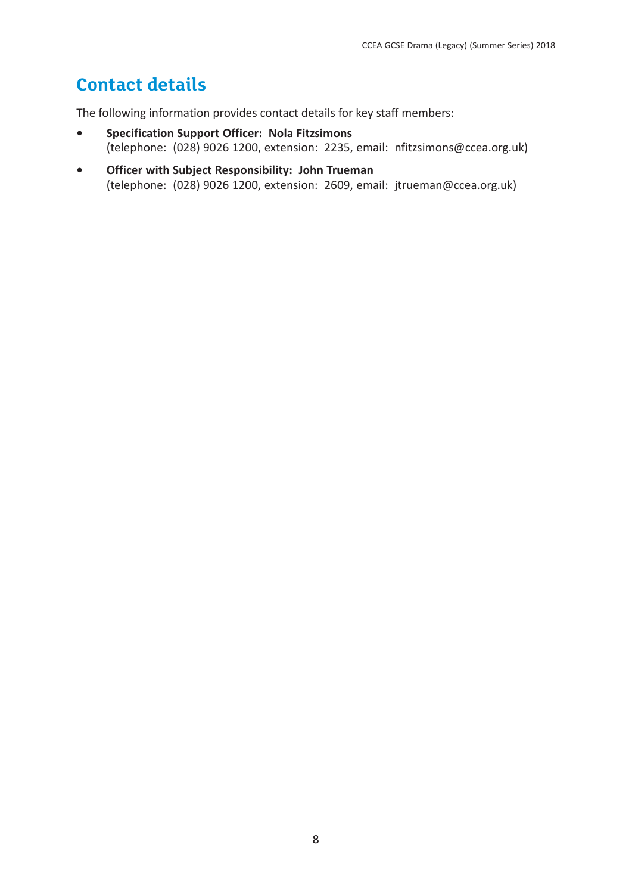# Contact details

The following information provides contact details for key staff members:

- **Specification Support Officer: Nola Fitzsimons**
  (telephone: (028) 9026 1200, extension: 2235, email: nfitzsimons@ccea.org.uk)
- **Officer with Subject Responsibility: John Trueman**
  (telephone: (028) 9026 1200, extension: 2609, email: jtrueman@ccea.org.uk)